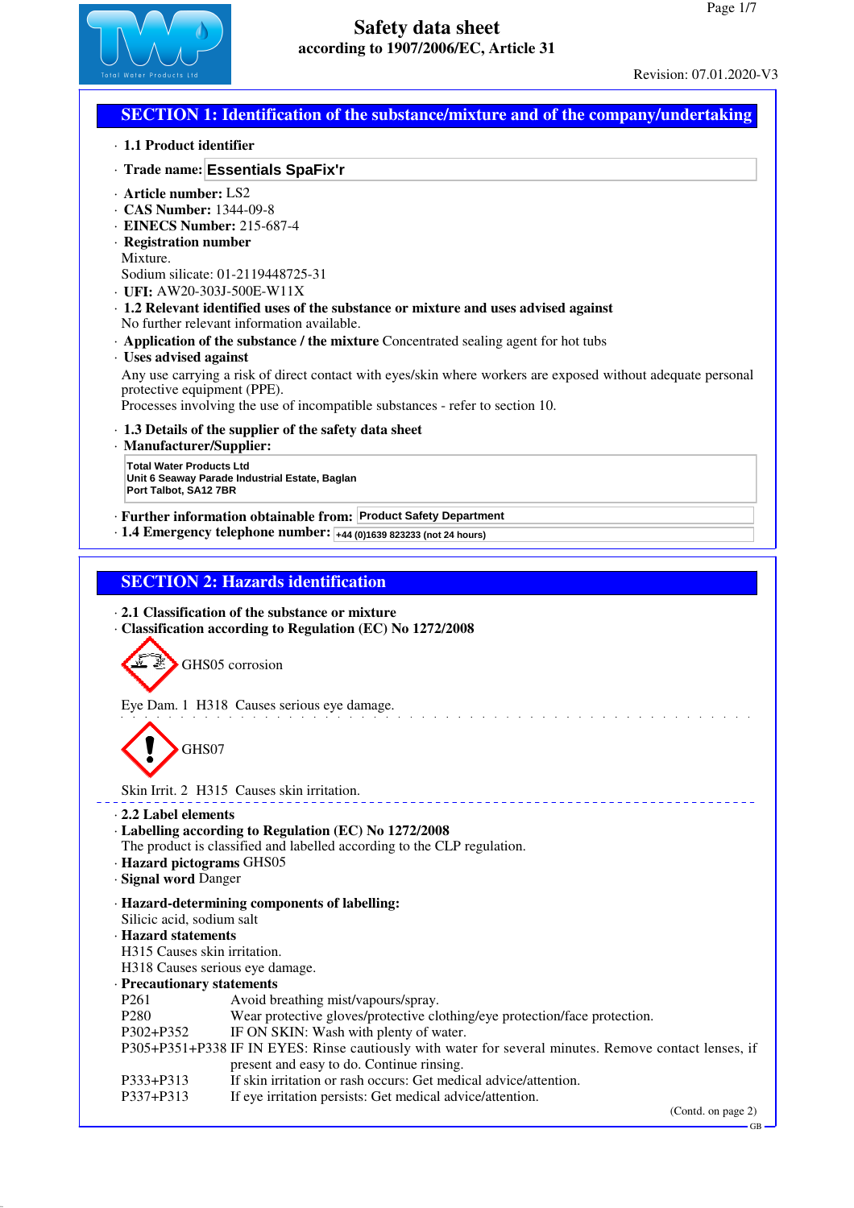# Safety data sheet
## according to 1907/2006/EC, Article 31

Revision: 07.01.2020-V3

## SECTION 1: Identification of the substance/mixture and of the company/undertaking

· **1.1 Product identifier**

· **Trade name: Essentials SpaFix'r**

· **Article number:** LS2
· **CAS Number:** 1344-09-8
· **EINECS Number:** 215-687-4
· **Registration number**
Mixture.
Sodium silicate: 01-2119448725-31
· **UFI:** AW20-303J-500E-W11X
· **1.2 Relevant identified uses of the substance or mixture and uses advised against**
No further relevant information available.
· **Application of the substance / the mixture** Concentrated sealing agent for hot tubs
· **Uses advised against**
Any use carrying a risk of direct contact with eyes/skin where workers are exposed without adequate personal protective equipment (PPE).
Processes involving the use of incompatible substances - refer to section 10.

· **1.3 Details of the supplier of the safety data sheet**
· **Manufacturer/Supplier:**

Total Water Products Ltd
Unit 6 Seaway Parade Industrial Estate, Baglan
Port Talbot, SA12 7BR

· **Further information obtainable from:** Product Safety Department
· **1.4 Emergency telephone number:** +44 (0)1639 823233 (not 24 hours)

## SECTION 2: Hazards identification

· **2.1 Classification of the substance or mixture**
· **Classification according to Regulation (EC) No 1272/2008**

GHS05 corrosion

Eye Dam. 1 H318 Causes serious eye damage.

GHS07

Skin Irrit. 2 H315 Causes skin irritation.

· **2.2 Label elements**
· **Labelling according to Regulation (EC) No 1272/2008**
The product is classified and labelled according to the CLP regulation.
· **Hazard pictograms** GHS05
· **Signal word** Danger

· **Hazard-determining components of labelling:**
Silicic acid, sodium salt
· **Hazard statements**
H315 Causes skin irritation.
H318 Causes serious eye damage.
· **Precautionary statements**

| | |
|---|---|
| P261 | Avoid breathing mist/vapours/spray. |
| P280 | Wear protective gloves/protective clothing/eye protection/face protection. |
| P302+P352 | IF ON SKIN: Wash with plenty of water. |
| P305+P351+P338 | IF IN EYES: Rinse cautiously with water for several minutes. Remove contact lenses, if present and easy to do. Continue rinsing. |
| P333+P313 | If skin irritation or rash occurs: Get medical advice/attention. |
| P337+P313 | If eye irritation persists: Get medical advice/attention. |

(Contd. on page 2)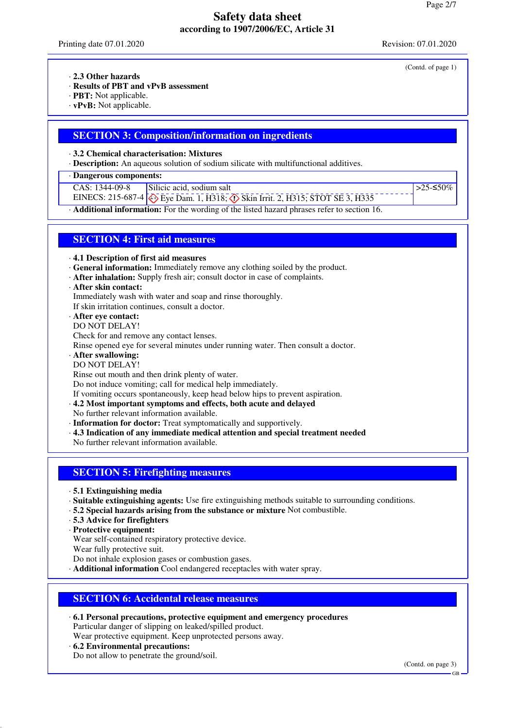(Contd. of page 1)

· **2.3 Other hazards**
· **Results of PBT and vPvB assessment**
· **PBT:** Not applicable.
· **vPvB:** Not applicable.

## SECTION 3: Composition/information on ingredients

· **3.2 Chemical characterisation: Mixtures**
· **Description:** An aqueous solution of sodium silicate with multifunctional additives.

| · Dangerous components: | | |
|---|---|---|
| CAS: 1344-09-8<br>EINECS: 215-687-4 | Silicic acid, sodium salt<br>Eye Dam. 1, H318; Skin Irrit. 2, H315; STOT SE 3, H335 | >25-≤50% |

· **Additional information:** For the wording of the listed hazard phrases refer to section 16.

## SECTION 4: First aid measures

· **4.1 Description of first aid measures**
· **General information:** Immediately remove any clothing soiled by the product.
· **After inhalation:** Supply fresh air; consult doctor in case of complaints.
· **After skin contact:**
Immediately wash with water and soap and rinse thoroughly.
If skin irritation continues, consult a doctor.
· **After eye contact:**
DO NOT DELAY!
Check for and remove any contact lenses.
Rinse opened eye for several minutes under running water. Then consult a doctor.
· **After swallowing:**
DO NOT DELAY!
Rinse out mouth and then drink plenty of water.
Do not induce vomiting; call for medical help immediately.
If vomiting occurs spontaneously, keep head below hips to prevent aspiration.
· **4.2 Most important symptoms and effects, both acute and delayed**
No further relevant information available.
· **Information for doctor:** Treat symptomatically and supportively.
· **4.3 Indication of any immediate medical attention and special treatment needed**
No further relevant information available.

## SECTION 5: Firefighting measures

· **5.1 Extinguishing media**
· **Suitable extinguishing agents:** Use fire extinguishing methods suitable to surrounding conditions.
· **5.2 Special hazards arising from the substance or mixture** Not combustible.
· **5.3 Advice for firefighters**
· **Protective equipment:**
Wear self-contained respiratory protective device.
Wear fully protective suit.
Do not inhale explosion gases or combustion gases.
· **Additional information** Cool endangered receptacles with water spray.

## SECTION 6: Accidental release measures

· **6.1 Personal precautions, protective equipment and emergency procedures**
Particular danger of slipping on leaked/spilled product.
Wear protective equipment. Keep unprotected persons away.
· **6.2 Environmental precautions:**
Do not allow to penetrate the ground/soil.

(Contd. on page 3)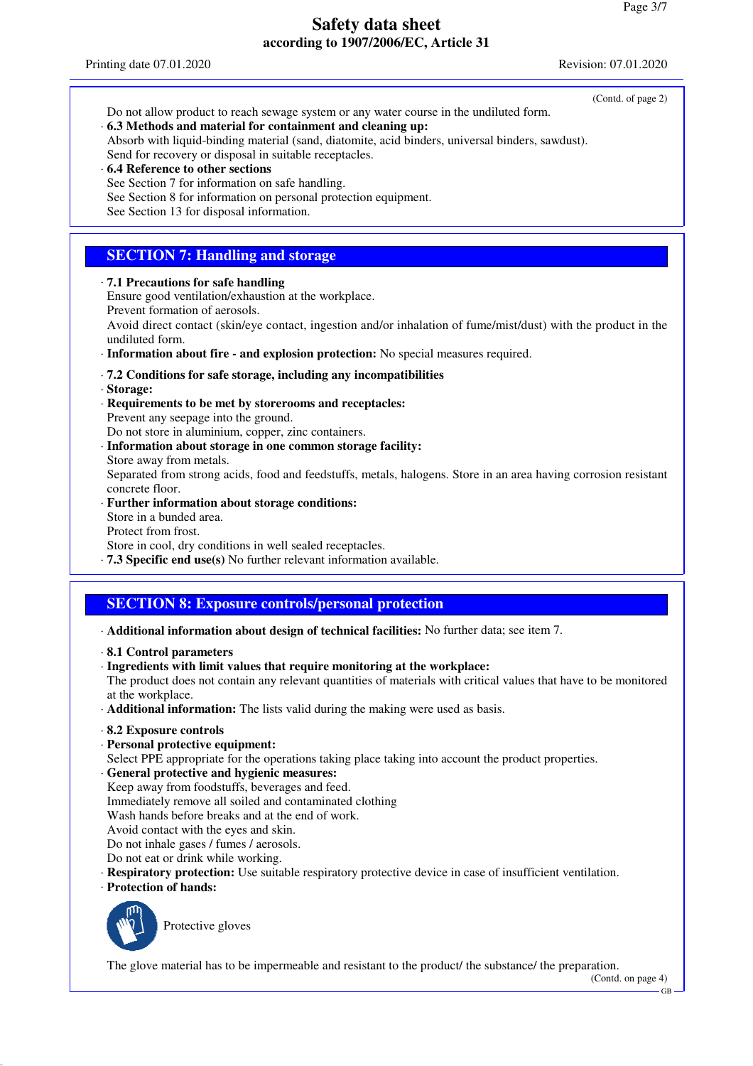(Contd. of page 2)

Do not allow product to reach sewage system or any water course in the undiluted form.

· **6.3 Methods and material for containment and cleaning up:**
Absorb with liquid-binding material (sand, diatomite, acid binders, universal binders, sawdust).
Send for recovery or disposal in suitable receptacles.

· **6.4 Reference to other sections**
See Section 7 for information on safe handling.
See Section 8 for information on personal protection equipment.
See Section 13 for disposal information.

## SECTION 7: Handling and storage

· **7.1 Precautions for safe handling**
Ensure good ventilation/exhaustion at the workplace.
Prevent formation of aerosols.
Avoid direct contact (skin/eye contact, ingestion and/or inhalation of fume/mist/dust) with the product in the undiluted form.

· **Information about fire - and explosion protection:** No special measures required.

· **7.2 Conditions for safe storage, including any incompatibilities**

· **Storage:**

· **Requirements to be met by storerooms and receptacles:**
Prevent any seepage into the ground.
Do not store in aluminium, copper, zinc containers.

· **Information about storage in one common storage facility:**
Store away from metals.
Separated from strong acids, food and feedstuffs, metals, halogens. Store in an area having corrosion resistant concrete floor.

· **Further information about storage conditions:**
Store in a bunded area.
Protect from frost.
Store in cool, dry conditions in well sealed receptacles.

· **7.3 Specific end use(s)** No further relevant information available.

## SECTION 8: Exposure controls/personal protection

· **Additional information about design of technical facilities:** No further data; see item 7.

· **8.1 Control parameters**

· **Ingredients with limit values that require monitoring at the workplace:**
The product does not contain any relevant quantities of materials with critical values that have to be monitored at the workplace.

· **Additional information:** The lists valid during the making were used as basis.

· **8.2 Exposure controls**

· **Personal protective equipment:**
Select PPE appropriate for the operations taking place taking into account the product properties.

· **General protective and hygienic measures:**
Keep away from foodstuffs, beverages and feed.
Immediately remove all soiled and contaminated clothing
Wash hands before breaks and at the end of work.
Avoid contact with the eyes and skin.
Do not inhale gases / fumes / aerosols.
Do not eat or drink while working.

· **Respiratory protection:** Use suitable respiratory protective device in case of insufficient ventilation.

· **Protection of hands:**

Protective gloves

The glove material has to be impermeable and resistant to the product/ the substance/ the preparation.

(Contd. on page 4)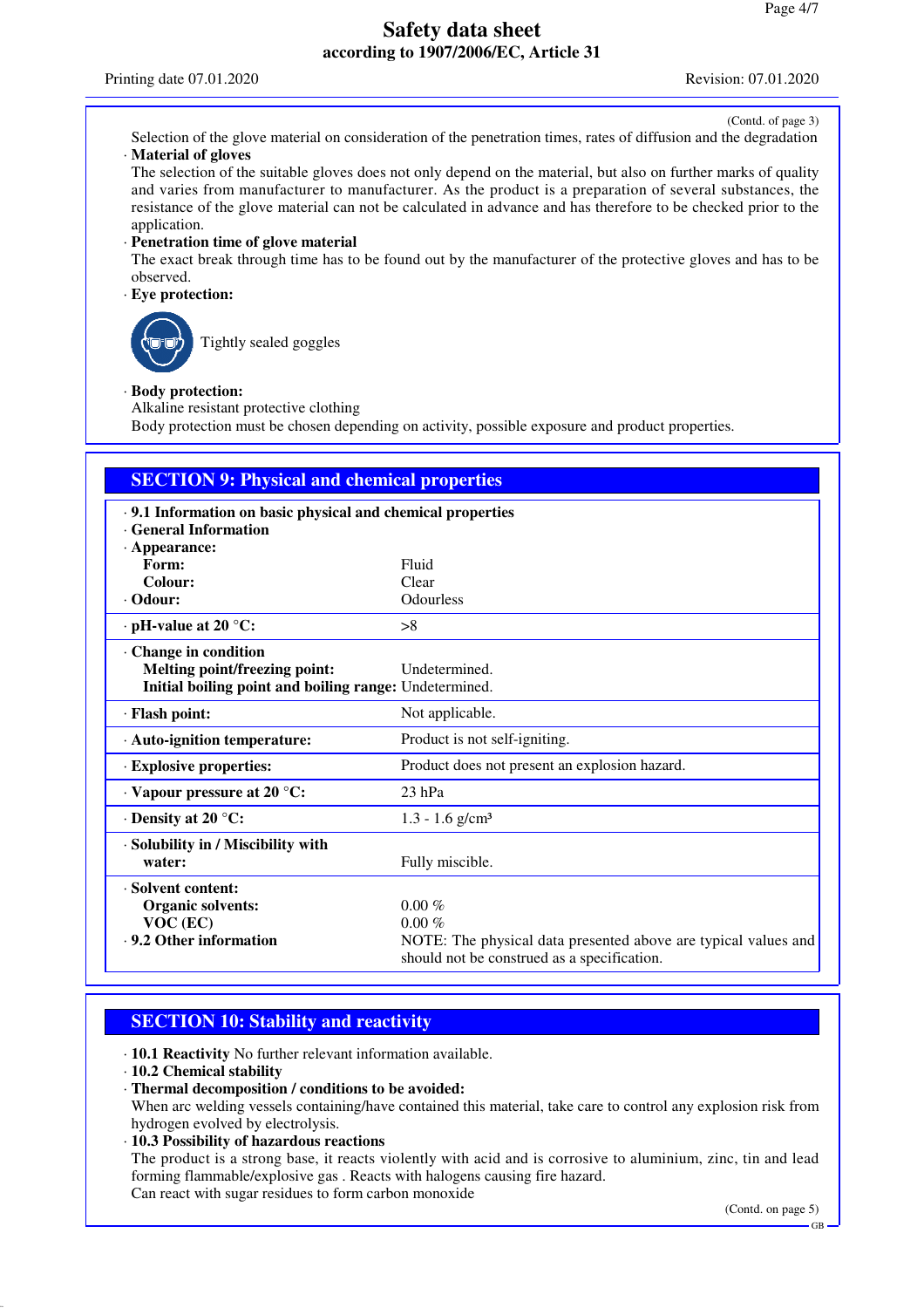(Contd. of page 3)

Selection of the glove material on consideration of the penetration times, rates of diffusion and the degradation

· **Material of gloves**
The selection of the suitable gloves does not only depend on the material, but also on further marks of quality and varies from manufacturer to manufacturer. As the product is a preparation of several substances, the resistance of the glove material can not be calculated in advance and has therefore to be checked prior to the application.

· **Penetration time of glove material**
The exact break through time has to be found out by the manufacturer of the protective gloves and has to be observed.

· **Eye protection:**
Tightly sealed goggles

· **Body protection:**
Alkaline resistant protective clothing
Body protection must be chosen depending on activity, possible exposure and product properties.

## SECTION 9: Physical and chemical properties

· **9.1 Information on basic physical and chemical properties**
· **General Information**
· **Appearance:**

| | |
|---|---|
| **Form:** | Fluid |
| **Colour:** | Clear |
| · **Odour:** | Odourless |
| · **pH-value at 20 °C:** | >8 |
| · **Change in condition** | |
| **Melting point/freezing point:** | Undetermined. |
| **Initial boiling point and boiling range:** | Undetermined. |
| · **Flash point:** | Not applicable. |
| · **Auto-ignition temperature:** | Product is not self-igniting. |
| · **Explosive properties:** | Product does not present an explosion hazard. |
| · **Vapour pressure at 20 °C:** | 23 hPa |
| · **Density at 20 °C:** | 1.3 - 1.6 g/cm³ |
| · **Solubility in / Miscibility with water:** | Fully miscible. |
| · **Solvent content:** | |
| **Organic solvents:** | 0.00 % |
| **VOC (EC)** | 0.00 % |
| · **9.2 Other information** | NOTE: The physical data presented above are typical values and should not be construed as a specification. |

## SECTION 10: Stability and reactivity

· **10.1 Reactivity** No further relevant information available.
· **10.2 Chemical stability**
· **Thermal decomposition / conditions to be avoided:**
When arc welding vessels containing/have contained this material, take care to control any explosion risk from hydrogen evolved by electrolysis.
· **10.3 Possibility of hazardous reactions**
The product is a strong base, it reacts violently with acid and is corrosive to aluminium, zinc, tin and lead forming flammable/explosive gas . Reacts with halogens causing fire hazard.
Can react with sugar residues to form carbon monoxide

(Contd. on page 5)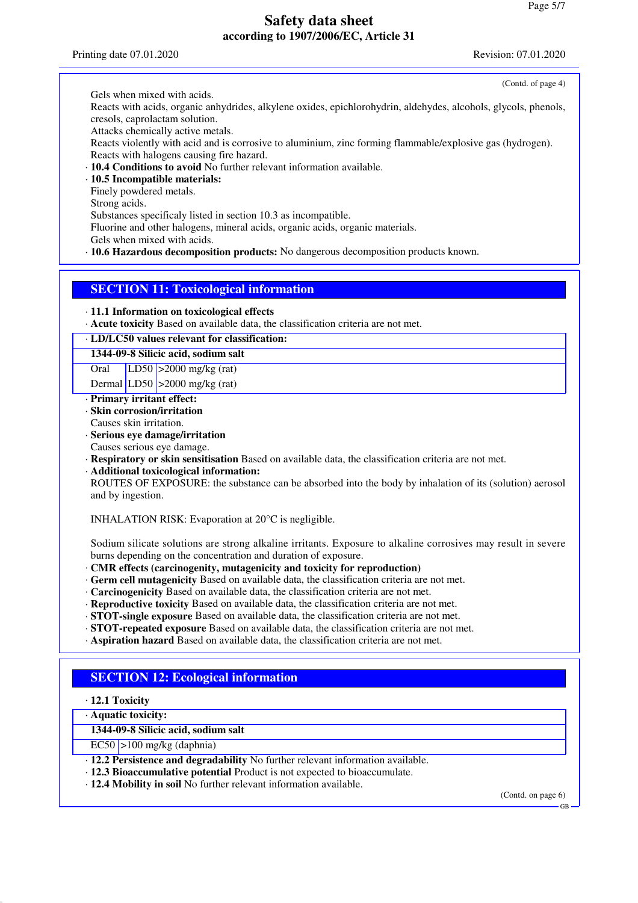(Contd. of page 4)

Gels when mixed with acids.
Reacts with acids, organic anhydrides, alkylene oxides, epichlorohydrin, aldehydes, alcohols, glycols, phenols, cresols, caprolactam solution.
Attacks chemically active metals.
Reacts violently with acid and is corrosive to aluminium, zinc forming flammable/explosive gas (hydrogen).
Reacts with halogens causing fire hazard.

· **10.4 Conditions to avoid** No further relevant information available.
· **10.5 Incompatible materials:**
Finely powdered metals.
Strong acids.
Substances specificaly listed in section 10.3 as incompatible.
Fluorine and other halogens, mineral acids, organic acids, organic materials.
Gels when mixed with acids.
· **10.6 Hazardous decomposition products:** No dangerous decomposition products known.

## SECTION 11: Toxicological information

· **11.1 Information on toxicological effects**
· **Acute toxicity** Based on available data, the classification criteria are not met.

· **LD/LC50 values relevant for classification:**

| **1344-09-8 Silicic acid, sodium salt** | | |
|---|---|---|
| Oral | LD50 | >2000 mg/kg (rat) |
| Dermal | LD50 | >2000 mg/kg (rat) |

· **Primary irritant effect:**
· **Skin corrosion/irritation**
Causes skin irritation.
· **Serious eye damage/irritation**
Causes serious eye damage.
· **Respiratory or skin sensitisation** Based on available data, the classification criteria are not met.
· **Additional toxicological information:**
ROUTES OF EXPOSURE: the substance can be absorbed into the body by inhalation of its (solution) aerosol and by ingestion.

INHALATION RISK: Evaporation at 20°C is negligible.

Sodium silicate solutions are strong alkaline irritants. Exposure to alkaline corrosives may result in severe burns depending on the concentration and duration of exposure.
· **CMR effects (carcinogenity, mutagenicity and toxicity for reproduction)**
· **Germ cell mutagenicity** Based on available data, the classification criteria are not met.
· **Carcinogenicity** Based on available data, the classification criteria are not met.
· **Reproductive toxicity** Based on available data, the classification criteria are not met.
· **STOT-single exposure** Based on available data, the classification criteria are not met.
· **STOT-repeated exposure** Based on available data, the classification criteria are not met.
· **Aspiration hazard** Based on available data, the classification criteria are not met.

## SECTION 12: Ecological information

· **12.1 Toxicity**

· **Aquatic toxicity:**

| **1344-09-8 Silicic acid, sodium salt** | |
|---|---|
| EC50 | >100 mg/kg (daphnia) |

· **12.2 Persistence and degradability** No further relevant information available.
· **12.3 Bioaccumulative potential** Product is not expected to bioaccumulate.
· **12.4 Mobility in soil** No further relevant information available.

(Contd. on page 6)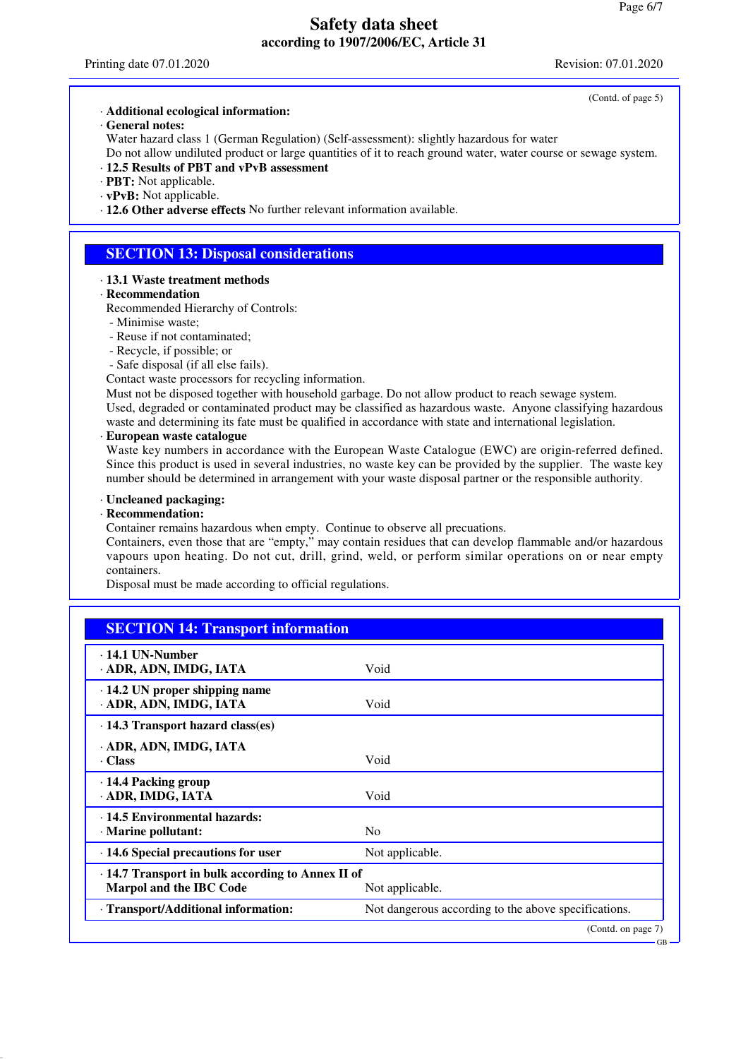(Contd. of page 5)

· **Additional ecological information:**

· **General notes:**

Water hazard class 1 (German Regulation) (Self-assessment): slightly hazardous for water

Do not allow undiluted product or large quantities of it to reach ground water, water course or sewage system.

· **12.5 Results of PBT and vPvB assessment**

· **PBT:** Not applicable.

· **vPvB:** Not applicable.

· **12.6 Other adverse effects** No further relevant information available.

## SECTION 13: Disposal considerations

· **13.1 Waste treatment methods**

· **Recommendation**

Recommended Hierarchy of Controls:

- Minimise waste;
- Reuse if not contaminated;
- Recycle, if possible; or
- Safe disposal (if all else fails).

Contact waste processors for recycling information.

Must not be disposed together with household garbage. Do not allow product to reach sewage system.

Used, degraded or contaminated product may be classified as hazardous waste. Anyone classifying hazardous waste and determining its fate must be qualified in accordance with state and international legislation.

· **European waste catalogue**

Waste key numbers in accordance with the European Waste Catalogue (EWC) are origin-referred defined. Since this product is used in several industries, no waste key can be provided by the supplier. The waste key number should be determined in arrangement with your waste disposal partner or the responsible authority.

· **Uncleaned packaging:**

· **Recommendation:**

Container remains hazardous when empty. Continue to observe all precautions.

Containers, even those that are "empty," may contain residues that can develop flammable and/or hazardous vapours upon heating. Do not cut, drill, grind, weld, or perform similar operations on or near empty containers.

Disposal must be made according to official regulations.

## SECTION 14: Transport information

| | |
|---|---|
| · **14.1 UN-Number**<br>· **ADR, ADN, IMDG, IATA** | Void |
| · **14.2 UN proper shipping name**<br>· **ADR, ADN, IMDG, IATA** | Void |
| · **14.3 Transport hazard class(es)**<br>· **ADR, ADN, IMDG, IATA**<br>· **Class** | Void |
| · **14.4 Packing group**<br>· **ADR, IMDG, IATA** | Void |
| · **14.5 Environmental hazards:**<br>· **Marine pollutant:** | No |
| · **14.6 Special precautions for user** | Not applicable. |
| · **14.7 Transport in bulk according to Annex II of Marpol and the IBC Code** | Not applicable. |
| · **Transport/Additional information:** | Not dangerous according to the above specifications. |

(Contd. on page 7)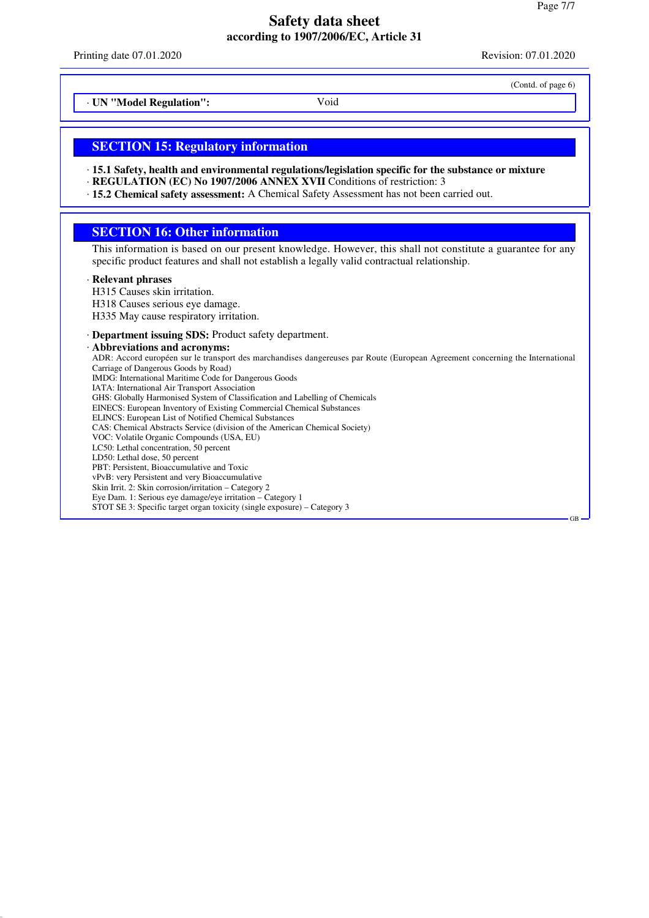(Contd. of page 6)

· **UN "Model Regulation":** Void

## SECTION 15: Regulatory information

· **15.1 Safety, health and environmental regulations/legislation specific for the substance or mixture**
· **REGULATION (EC) No 1907/2006 ANNEX XVII** Conditions of restriction: 3
· **15.2 Chemical safety assessment:** A Chemical Safety Assessment has not been carried out.

## SECTION 16: Other information

This information is based on our present knowledge. However, this shall not constitute a guarantee for any specific product features and shall not establish a legally valid contractual relationship.

· **Relevant phrases**
H315 Causes skin irritation.
H318 Causes serious eye damage.
H335 May cause respiratory irritation.

· **Department issuing SDS:** Product safety department.
· **Abbreviations and acronyms:**
ADR: Accord européen sur le transport des marchandises dangereuses par Route (European Agreement concerning the International Carriage of Dangerous Goods by Road)
IMDG: International Maritime Code for Dangerous Goods
IATA: International Air Transport Association
GHS: Globally Harmonised System of Classification and Labelling of Chemicals
EINECS: European Inventory of Existing Commercial Chemical Substances
ELINCS: European List of Notified Chemical Substances
CAS: Chemical Abstracts Service (division of the American Chemical Society)
VOC: Volatile Organic Compounds (USA, EU)
LC50: Lethal concentration, 50 percent
LD50: Lethal dose, 50 percent
PBT: Persistent, Bioaccumulative and Toxic
vPvB: very Persistent and very Bioaccumulative
Skin Irrit. 2: Skin corrosion/irritation – Category 2
Eye Dam. 1: Serious eye damage/eye irritation – Category 1
STOT SE 3: Specific target organ toxicity (single exposure) – Category 3

GB